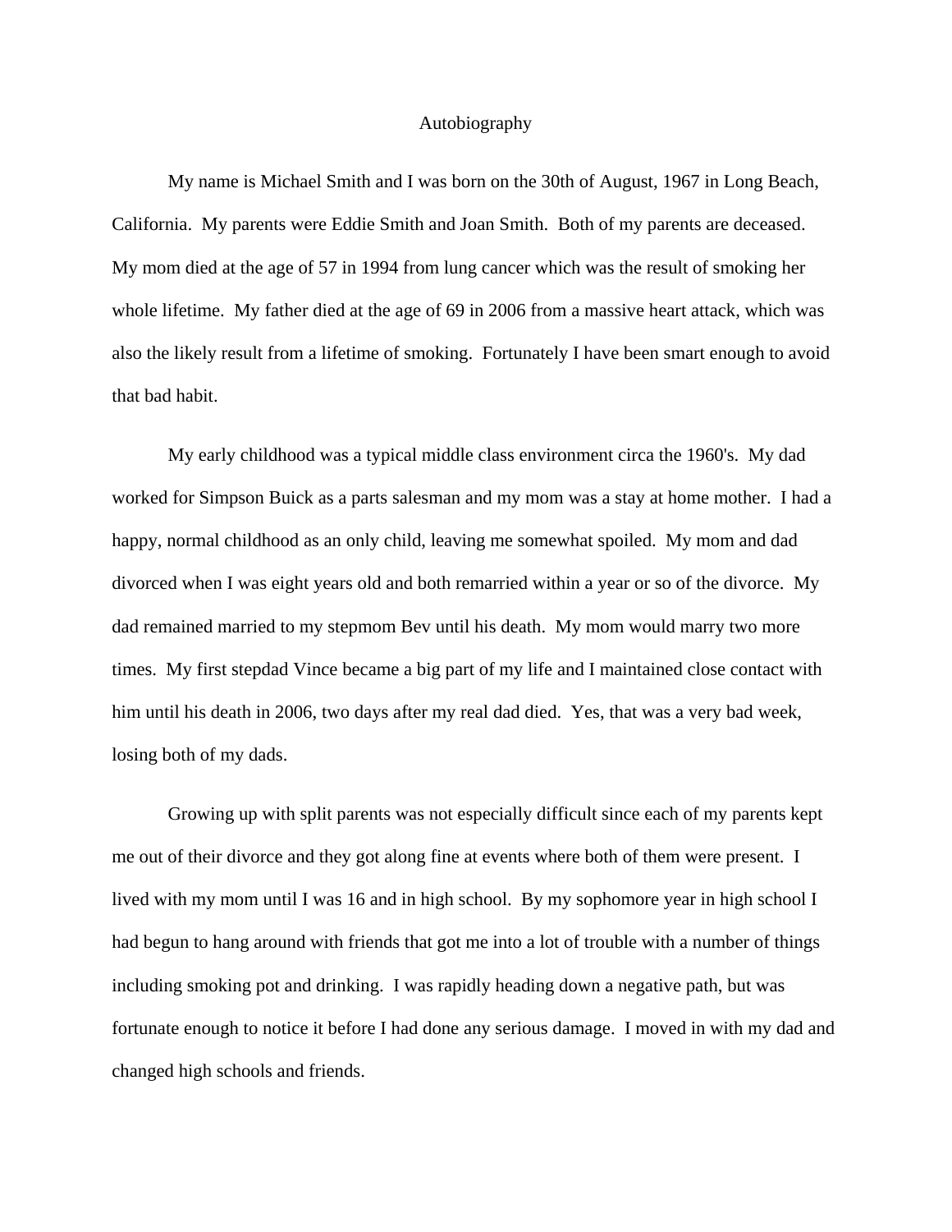# Autobiography

My name is Michael Smith and I was born on the 30th of August, 1967 in Long Beach, California. My parents were Eddie Smith and Joan Smith. Both of my parents are deceased. My mom died at the age of 57 in 1994 from lung cancer which was the result of smoking her whole lifetime. My father died at the age of 69 in 2006 from a massive heart attack, which was also the likely result from a lifetime of smoking. Fortunately I have been smart enough to avoid that bad habit.

My early childhood was a typical middle class environment circa the 1960's. My dad worked for Simpson Buick as a parts salesman and my mom was a stay at home mother. I had a happy, normal childhood as an only child, leaving me somewhat spoiled. My mom and dad divorced when I was eight years old and both remarried within a year or so of the divorce. My dad remained married to my stepmom Bev until his death. My mom would marry two more times. My first stepdad Vince became a big part of my life and I maintained close contact with him until his death in 2006, two days after my real dad died. Yes, that was a very bad week, losing both of my dads.

Growing up with split parents was not especially difficult since each of my parents kept me out of their divorce and they got along fine at events where both of them were present. I lived with my mom until I was 16 and in high school. By my sophomore year in high school I had begun to hang around with friends that got me into a lot of trouble with a number of things including smoking pot and drinking. I was rapidly heading down a negative path, but was fortunate enough to notice it before I had done any serious damage. I moved in with my dad and changed high schools and friends.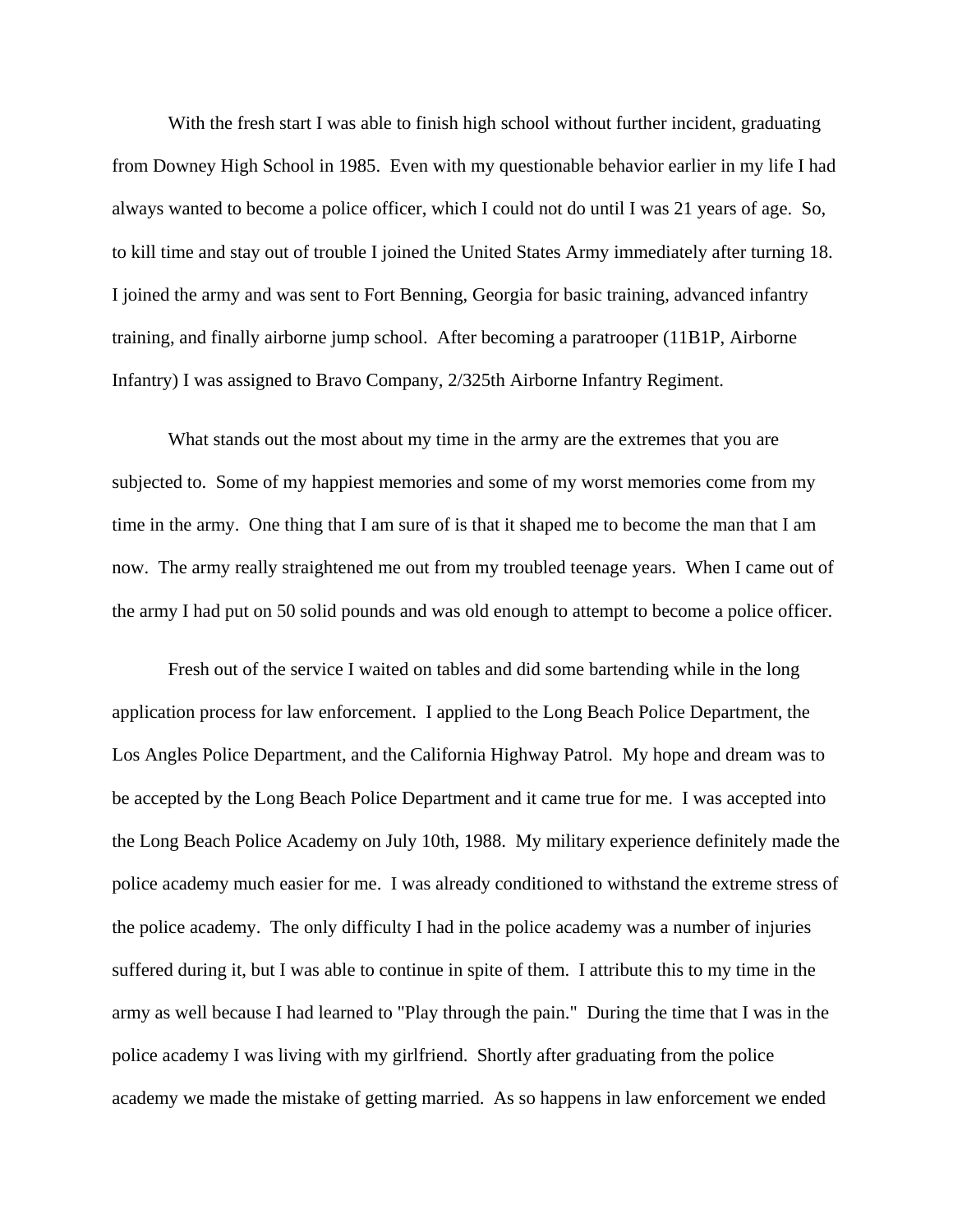With the fresh start I was able to finish high school without further incident, graduating from Downey High School in 1985. Even with my questionable behavior earlier in my life I had always wanted to become a police officer, which I could not do until I was 21 years of age. So, to kill time and stay out of trouble I joined the United States Army immediately after turning 18. I joined the army and was sent to Fort Benning, Georgia for basic training, advanced infantry training, and finally airborne jump school. After becoming a paratrooper (11B1P, Airborne Infantry) I was assigned to Bravo Company, 2/325th Airborne Infantry Regiment.

What stands out the most about my time in the army are the extremes that you are subjected to. Some of my happiest memories and some of my worst memories come from my time in the army. One thing that I am sure of is that it shaped me to become the man that I am now. The army really straightened me out from my troubled teenage years. When I came out of the army I had put on 50 solid pounds and was old enough to attempt to become a police officer.

Fresh out of the service I waited on tables and did some bartending while in the long application process for law enforcement. I applied to the Long Beach Police Department, the Los Angles Police Department, and the California Highway Patrol. My hope and dream was to be accepted by the Long Beach Police Department and it came true for me. I was accepted into the Long Beach Police Academy on July 10th, 1988. My military experience definitely made the police academy much easier for me. I was already conditioned to withstand the extreme stress of the police academy. The only difficulty I had in the police academy was a number of injuries suffered during it, but I was able to continue in spite of them. I attribute this to my time in the army as well because I had learned to "Play through the pain." During the time that I was in the police academy I was living with my girlfriend. Shortly after graduating from the police academy we made the mistake of getting married. As so happens in law enforcement we ended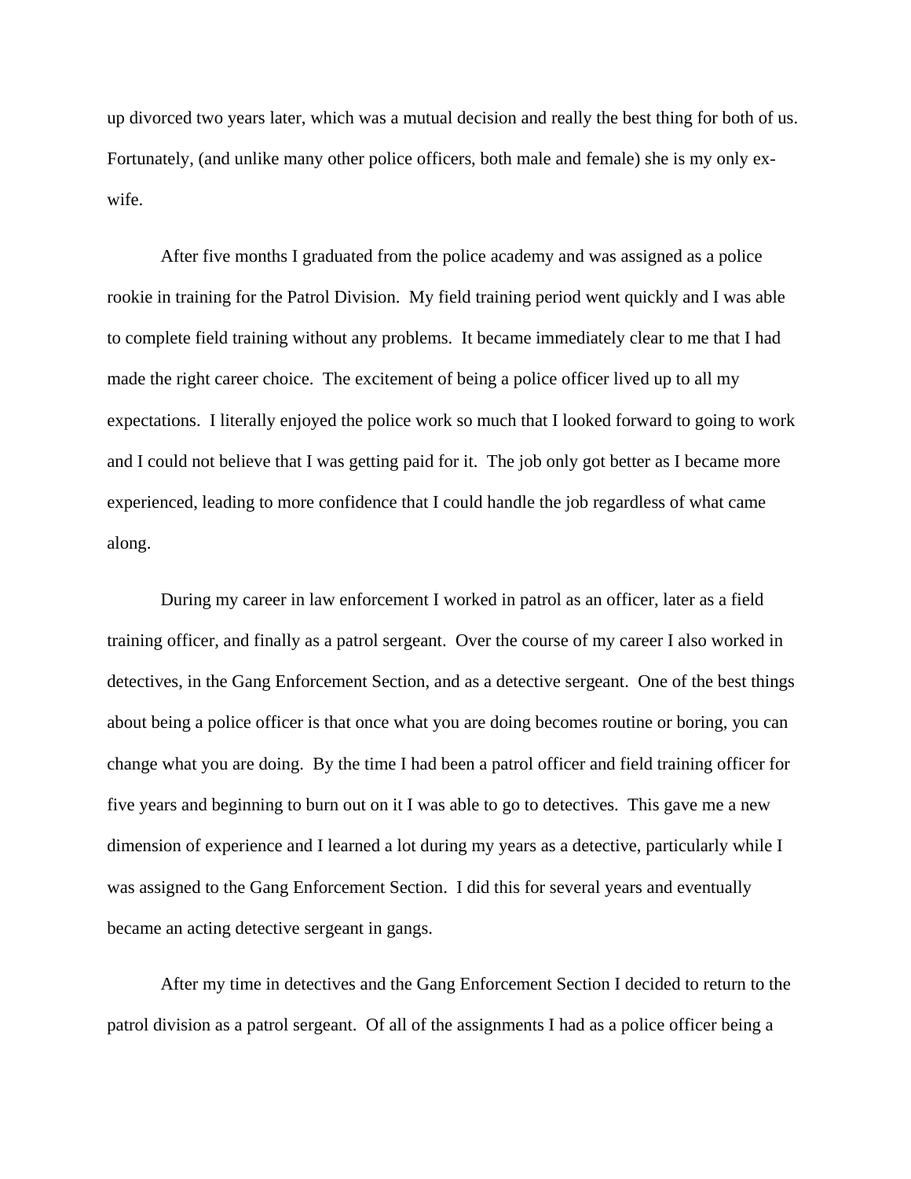up divorced two years later, which was a mutual decision and really the best thing for both of us. Fortunately, (and unlike many other police officers, both male and female) she is my only ex-wife.

After five months I graduated from the police academy and was assigned as a police rookie in training for the Patrol Division. My field training period went quickly and I was able to complete field training without any problems. It became immediately clear to me that I had made the right career choice. The excitement of being a police officer lived up to all my expectations. I literally enjoyed the police work so much that I looked forward to going to work and I could not believe that I was getting paid for it. The job only got better as I became more experienced, leading to more confidence that I could handle the job regardless of what came along.

During my career in law enforcement I worked in patrol as an officer, later as a field training officer, and finally as a patrol sergeant. Over the course of my career I also worked in detectives, in the Gang Enforcement Section, and as a detective sergeant. One of the best things about being a police officer is that once what you are doing becomes routine or boring, you can change what you are doing. By the time I had been a patrol officer and field training officer for five years and beginning to burn out on it I was able to go to detectives. This gave me a new dimension of experience and I learned a lot during my years as a detective, particularly while I was assigned to the Gang Enforcement Section. I did this for several years and eventually became an acting detective sergeant in gangs.

After my time in detectives and the Gang Enforcement Section I decided to return to the patrol division as a patrol sergeant. Of all of the assignments I had as a police officer being a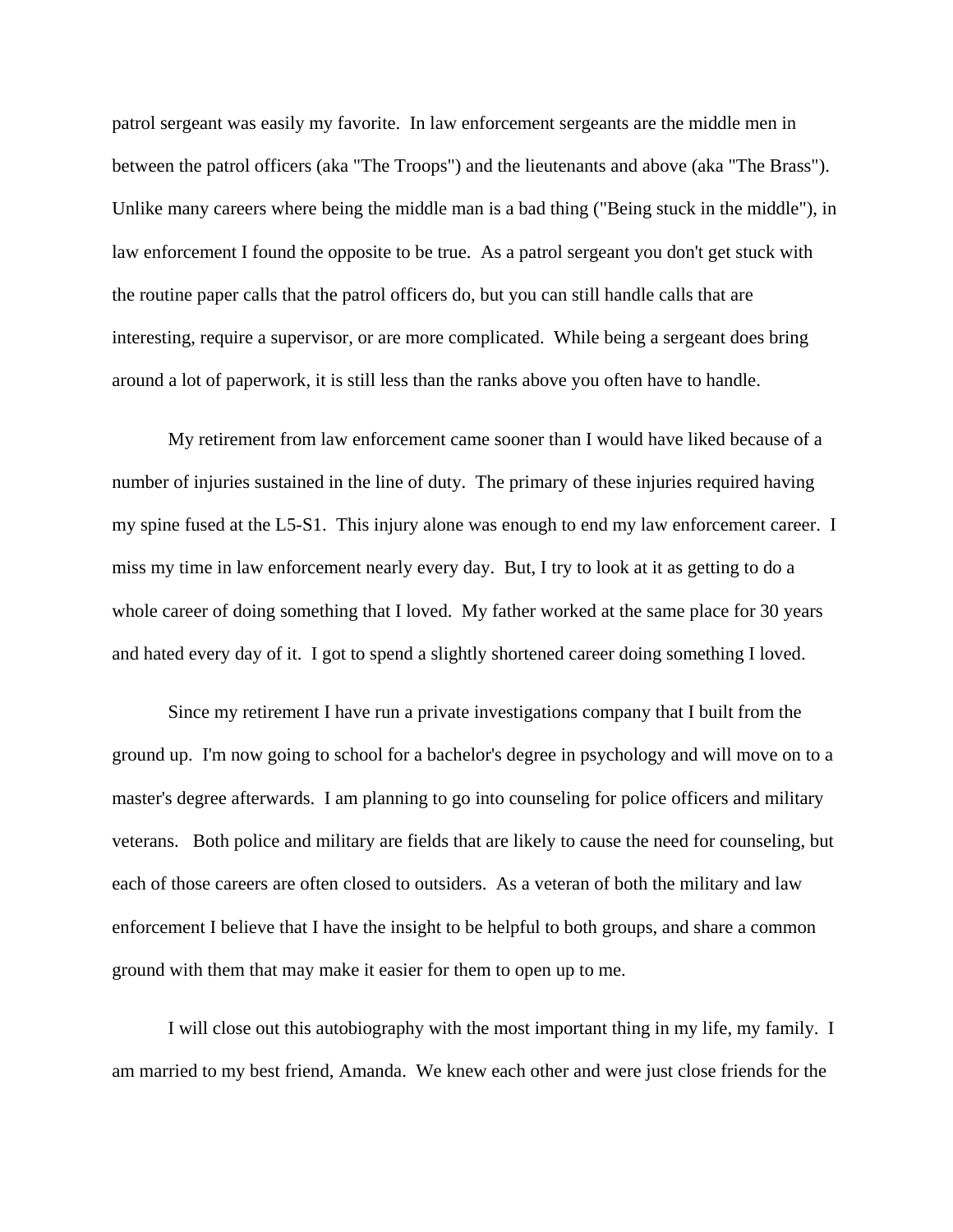patrol sergeant was easily my favorite.  In law enforcement sergeants are the middle men in between the patrol officers (aka "The Troops") and the lieutenants and above (aka "The Brass").  Unlike many careers where being the middle man is a bad thing ("Being stuck in the middle"), in law enforcement I found the opposite to be true.  As a patrol sergeant you don't get stuck with the routine paper calls that the patrol officers do, but you can still handle calls that are interesting, require a supervisor, or are more complicated.  While being a sergeant does bring around a lot of paperwork, it is still less than the ranks above you often have to handle.

My retirement from law enforcement came sooner than I would have liked because of a number of injuries sustained in the line of duty.  The primary of these injuries required having my spine fused at the L5-S1.  This injury alone was enough to end my law enforcement career.  I miss my time in law enforcement nearly every day.  But, I try to look at it as getting to do a whole career of doing something that I loved.  My father worked at the same place for 30 years and hated every day of it.  I got to spend a slightly shortened career doing something I loved.

Since my retirement I have run a private investigations company that I built from the ground up.  I'm now going to school for a bachelor's degree in psychology and will move on to a master's degree afterwards.  I am planning to go into counseling for police officers and military veterans.   Both police and military are fields that are likely to cause the need for counseling, but each of those careers are often closed to outsiders.  As a veteran of both the military and law enforcement I believe that I have the insight to be helpful to both groups, and share a common ground with them that may make it easier for them to open up to me.

I will close out this autobiography with the most important thing in my life, my family.  I am married to my best friend, Amanda.  We knew each other and were just close friends for the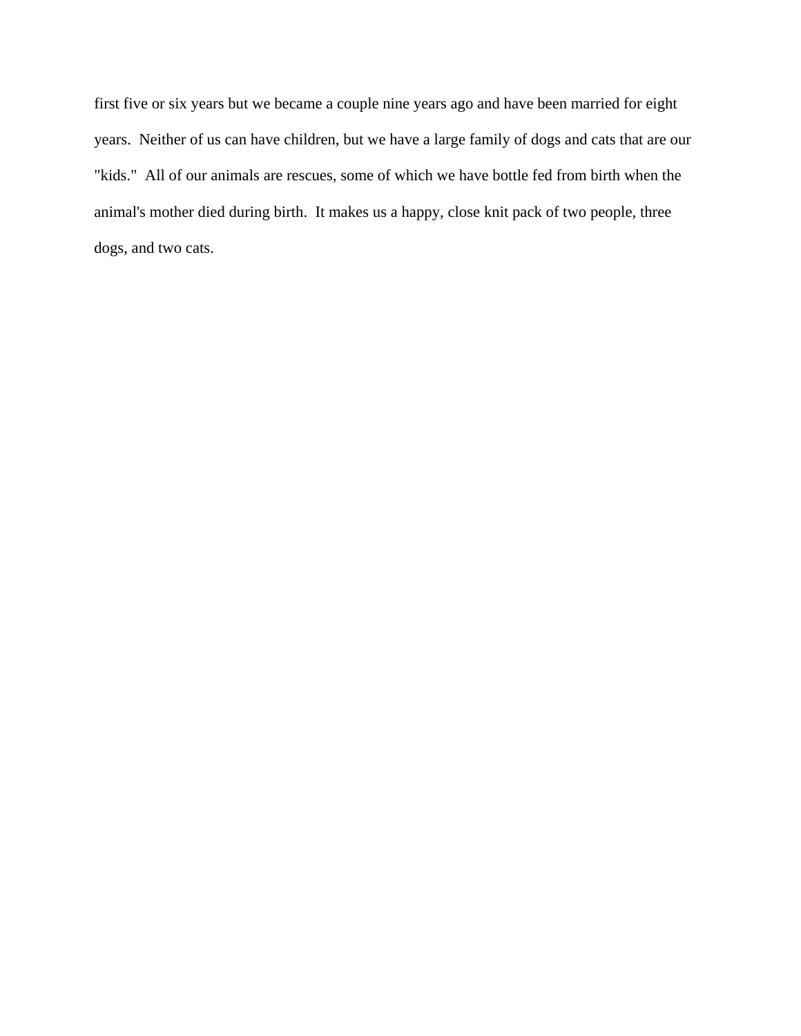first five or six years but we became a couple nine years ago and have been married for eight years. Neither of us can have children, but we have a large family of dogs and cats that are our "kids." All of our animals are rescues, some of which we have bottle fed from birth when the animal's mother died during birth. It makes us a happy, close knit pack of two people, three dogs, and two cats.